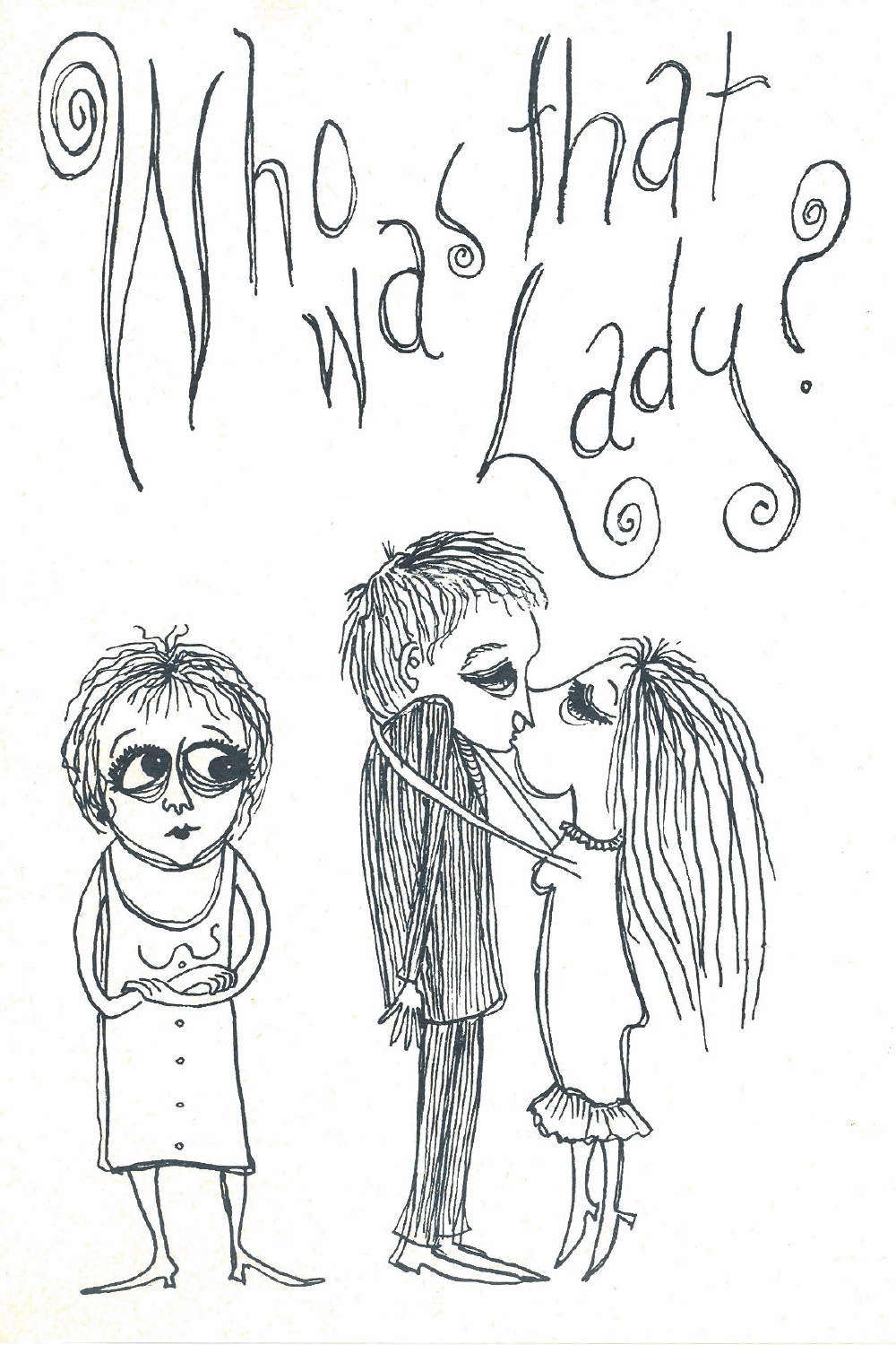# Who was that Lady?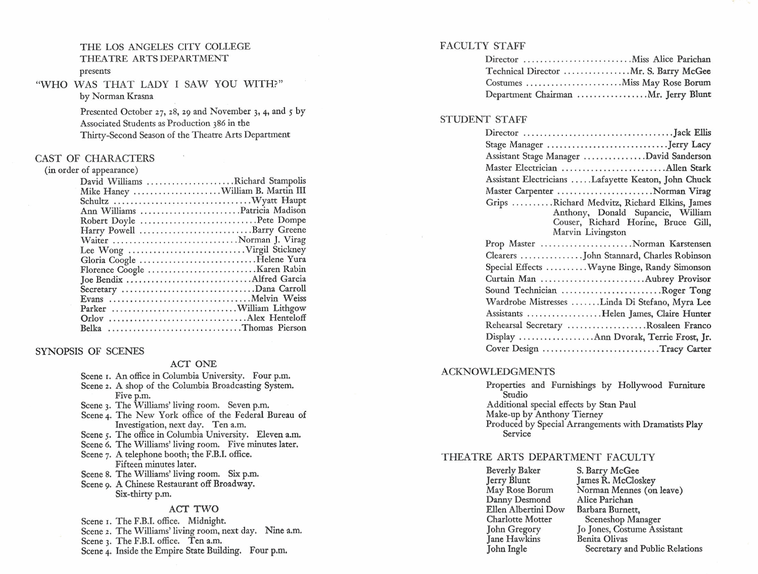THE LOS ANGELES CITY COLLEGE
THEATRE ARTS DEPARTMENT
presents

# "WHO WAS THAT LADY I SAW YOU WITH?"

by Norman Krasna

Presented October 27, 28, 29 and November 3, 4, and 5 by Associated Students as Production 386 in the Thirty-Second Season of the Theatre Arts Department

## CAST OF CHARACTERS

(in order of appearance)

| | |
|---|---|
| David Williams | Richard Stampolis |
| Mike Haney | William B. Martin III |
| Schultz | Wyatt Haupt |
| Ann Williams | Patricia Madison |
| Robert Doyle | Pete Dompe |
| Harry Powell | Barry Greene |
| Waiter | Norman J. Virag |
| Lee Wong | Virgil Stickney |
| Gloria Coogle | Helene Yura |
| Florence Coogle | Karen Rabin |
| Joe Bendix | Alfred Garcia |
| Secretary | Dana Carroll |
| Evans | Melvin Weiss |
| Parker | William Lithgow |
| Orlov | Alex Henteloff |
| Belka | Thomas Pierson |

## SYNOPSIS OF SCENES

### ACT ONE

Scene 1. An office in Columbia University. Four p.m.
Scene 2. A shop of the Columbia Broadcasting System. Five p.m.
Scene 3. The Williams' living room. Seven p.m.
Scene 4. The New York office of the Federal Bureau of Investigation, next day. Ten a.m.
Scene 5. The office in Columbia University. Eleven a.m.
Scene 6. The Williams' living room. Five minutes later.
Scene 7. A telephone booth; the F.B.I. office. Fifteen minutes later.
Scene 8. The Williams' living room. Six p.m.
Scene 9. A Chinese Restaurant off Broadway. Six-thirty p.m.

### ACT TWO

Scene 1. The F.B.I. office. Midnight.
Scene 2. The Williams' living room, next day. Nine a.m.
Scene 3. The F.B.I. office. Ten a.m.
Scene 4. Inside the Empire State Building. Four p.m.

## FACULTY STAFF

| | |
|---|---|
| Director | Miss Alice Parichan |
| Technical Director | Mr. S. Barry McGee |
| Costumes | Miss May Rose Borum |
| Department Chairman | Mr. Jerry Blunt |

## STUDENT STAFF

| | |
|---|---|
| Director | Jack Ellis |
| Stage Manager | Jerry Lacy |
| Assistant Stage Manager | David Sanderson |
| Master Electrician | Allen Stark |
| Assistant Electricians | Lafayette Keaton, John Chuck |
| Master Carpenter | Norman Virag |
| Grips | Richard Medvitz, Richard Elkins, James Anthony, Donald Supancic, William Couser, Richard Horine, Bruce Gill, Marvin Livingston |
| Prop Master | Norman Karstensen |
| Clearers | John Stannard, Charles Robinson |
| Special Effects | Wayne Binge, Randy Simonson |
| Curtain Man | Aubrey Provisor |
| Sound Technician | Roger Tong |
| Wardrobe Mistresses | Linda Di Stefano, Myra Lee |
| Assistants | Helen James, Claire Hunter |
| Rehearsal Secretary | Rosaleen Franco |
| Display | Ann Dvorak, Terrie Frost, Jr. |
| Cover Design | Tracy Carter |

## ACKNOWLEDGMENTS

Properties and Furnishings by Hollywood Furniture Studio
Additional special effects by Stan Paul
Make-up by Anthony Tierney
Produced by Special Arrangements with Dramatists Play Service

## THEATRE ARTS DEPARTMENT FACULTY

Beverly Baker
Jerry Blunt
May Rose Borum
Danny Desmond
Ellen Albertini Dow
Charlotte Motter
John Gregory
Jane Hawkins
John Ingle
S. Barry McGee
James R. McCloskey
Norman Mennes (on leave)
Alice Parichan
Barbara Burnett, Sceneshop Manager
Jo Jones, Costume Assistant
Benita Olivas, Secretary and Public Relations